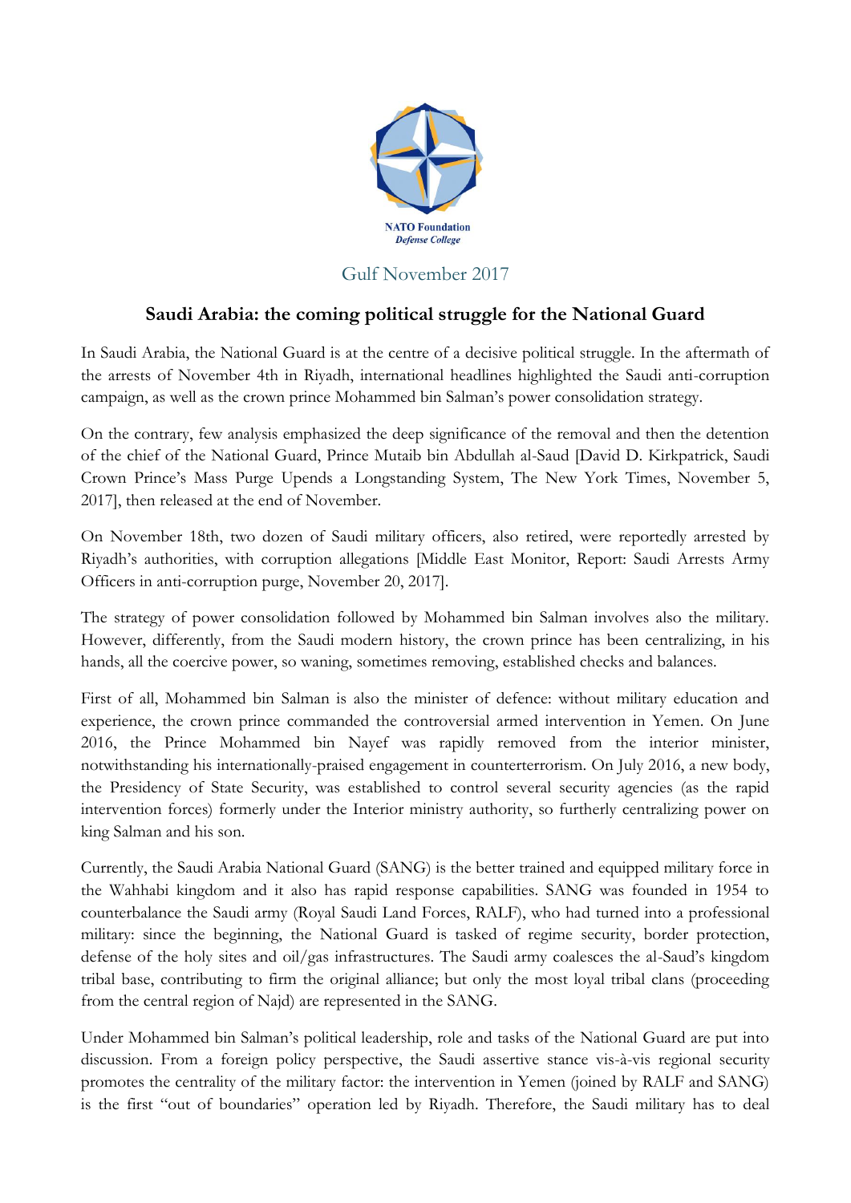NATO Foundation
*Defense College*

Gulf November 2017

# Saudi Arabia: the coming political struggle for the National Guard

In Saudi Arabia, the National Guard is at the centre of a decisive political struggle. In the aftermath of the arrests of November 4th in Riyadh, international headlines highlighted the Saudi anti-corruption campaign, as well as the crown prince Mohammed bin Salman's power consolidation strategy.

On the contrary, few analysis emphasized the deep significance of the removal and then the detention of the chief of the National Guard, Prince Mutaib bin Abdullah al-Saud [David D. Kirkpatrick, Saudi Crown Prince's Mass Purge Upends a Longstanding System, The New York Times, November 5, 2017], then released at the end of November.

On November 18th, two dozen of Saudi military officers, also retired, were reportedly arrested by Riyadh's authorities, with corruption allegations [Middle East Monitor, Report: Saudi Arrests Army Officers in anti-corruption purge, November 20, 2017].

The strategy of power consolidation followed by Mohammed bin Salman involves also the military. However, differently, from the Saudi modern history, the crown prince has been centralizing, in his hands, all the coercive power, so waning, sometimes removing, established checks and balances.

First of all, Mohammed bin Salman is also the minister of defence: without military education and experience, the crown prince commanded the controversial armed intervention in Yemen. On June 2016, the Prince Mohammed bin Nayef was rapidly removed from the interior minister, notwithstanding his internationally-praised engagement in counterterrorism. On July 2016, a new body, the Presidency of State Security, was established to control several security agencies (as the rapid intervention forces) formerly under the Interior ministry authority, so furtherly centralizing power on king Salman and his son.

Currently, the Saudi Arabia National Guard (SANG) is the better trained and equipped military force in the Wahhabi kingdom and it also has rapid response capabilities. SANG was founded in 1954 to counterbalance the Saudi army (Royal Saudi Land Forces, RALF), who had turned into a professional military: since the beginning, the National Guard is tasked of regime security, border protection, defense of the holy sites and oil/gas infrastructures. The Saudi army coalesces the al-Saud's kingdom tribal base, contributing to firm the original alliance; but only the most loyal tribal clans (proceeding from the central region of Najd) are represented in the SANG.

Under Mohammed bin Salman's political leadership, role and tasks of the National Guard are put into discussion. From a foreign policy perspective, the Saudi assertive stance vis-à-vis regional security promotes the centrality of the military factor: the intervention in Yemen (joined by RALF and SANG) is the first "out of boundaries" operation led by Riyadh. Therefore, the Saudi military has to deal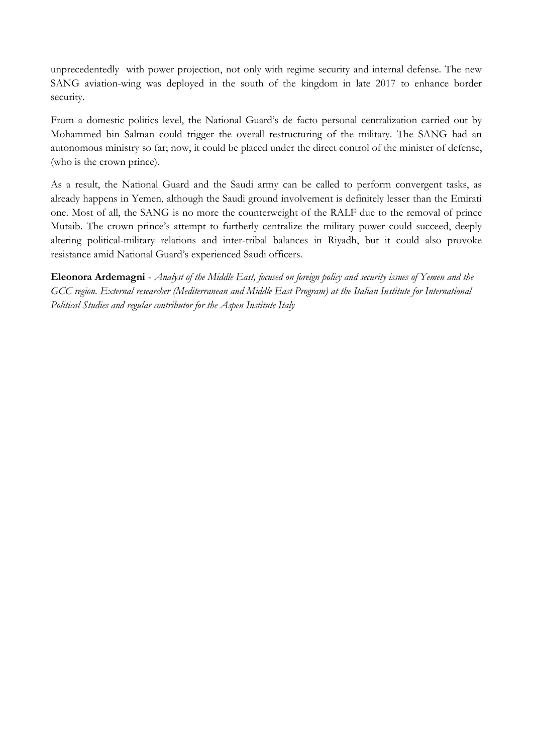unprecedentedly  with power projection, not only with regime security and internal defense. The new SANG aviation-wing was deployed in the south of the kingdom in late 2017 to enhance border security.

From a domestic politics level, the National Guard's de facto personal centralization carried out by Mohammed bin Salman could trigger the overall restructuring of the military. The SANG had an autonomous ministry so far; now, it could be placed under the direct control of the minister of defense, (who is the crown prince).

As a result, the National Guard and the Saudi army can be called to perform convergent tasks, as already happens in Yemen, although the Saudi ground involvement is definitely lesser than the Emirati one. Most of all, the SANG is no more the counterweight of the RALF due to the removal of prince Mutaib. The crown prince's attempt to furtherly centralize the military power could succeed, deeply altering political-military relations and inter-tribal balances in Riyadh, but it could also provoke resistance amid National Guard's experienced Saudi officers.

**Eleonora Ardemagni** - *Analyst of the Middle East, focused on foreign policy and security issues of Yemen and the GCC region. External researcher (Mediterranean and Middle East Program) at the Italian Institute for International Political Studies and regular contributor for the Aspen Institute Italy*